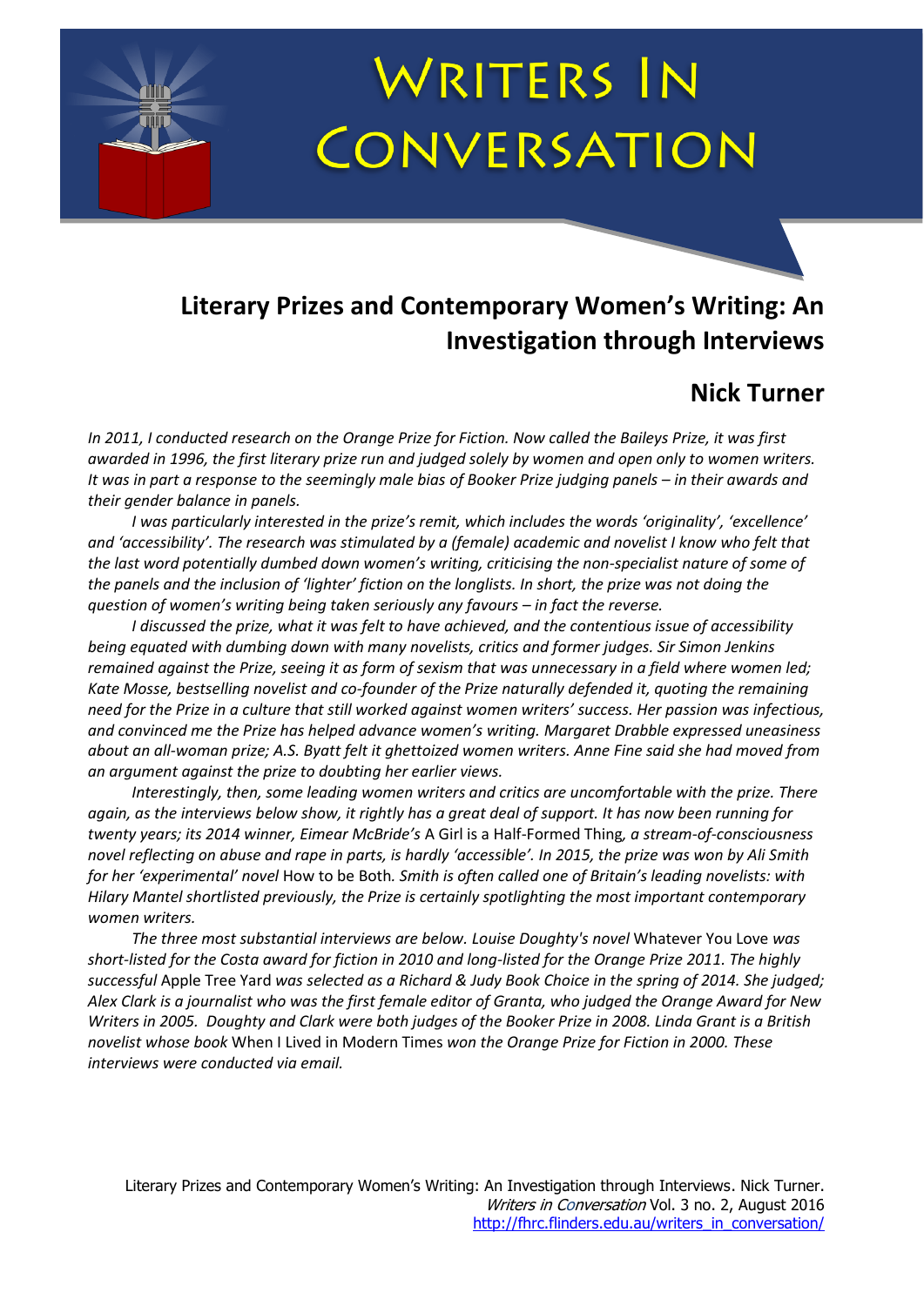# Writers In Conversation

## Literary Prizes and Contemporary Women's Writing: An Investigation through Interviews

### Nick Turner

*In 2011, I conducted research on the Orange Prize for Fiction. Now called the Baileys Prize, it was first awarded in 1996, the first literary prize run and judged solely by women and open only to women writers. It was in part a response to the seemingly male bias of Booker Prize judging panels – in their awards and their gender balance in panels.*

*I was particularly interested in the prize's remit, which includes the words 'originality', 'excellence' and 'accessibility'. The research was stimulated by a (female) academic and novelist I know who felt that the last word potentially dumbed down women's writing, criticising the non-specialist nature of some of the panels and the inclusion of 'lighter' fiction on the longlists. In short, the prize was not doing the question of women's writing being taken seriously any favours – in fact the reverse.*

*I discussed the prize, what it was felt to have achieved, and the contentious issue of accessibility being equated with dumbing down with many novelists, critics and former judges. Sir Simon Jenkins remained against the Prize, seeing it as form of sexism that was unnecessary in a field where women led; Kate Mosse, bestselling novelist and co-founder of the Prize naturally defended it, quoting the remaining need for the Prize in a culture that still worked against women writers' success. Her passion was infectious, and convinced me the Prize has helped advance women's writing. Margaret Drabble expressed uneasiness about an all-woman prize; A.S. Byatt felt it ghettoized women writers. Anne Fine said she had moved from an argument against the prize to doubting her earlier views.*

*Interestingly, then, some leading women writers and critics are uncomfortable with the prize. There again, as the interviews below show, it rightly has a great deal of support. It has now been running for twenty years; its 2014 winner, Eimear McBride's* A Girl is a Half-Formed Thing*, a stream-of-consciousness novel reflecting on abuse and rape in parts, is hardly 'accessible'. In 2015, the prize was won by Ali Smith for her 'experimental' novel* How to be Both*. Smith is often called one of Britain's leading novelists: with Hilary Mantel shortlisted previously, the Prize is certainly spotlighting the most important contemporary women writers.*

*The three most substantial interviews are below. Louise Doughty's novel* Whatever You Love *was short-listed for the Costa award for fiction in 2010 and long-listed for the Orange Prize 2011. The highly successful* Apple Tree Yard *was selected as a Richard & Judy Book Choice in the spring of 2014. She judged; Alex Clark is a journalist who was the first female editor of Granta, who judged the Orange Award for New Writers in 2005. Doughty and Clark were both judges of the Booker Prize in 2008. Linda Grant is a British novelist whose book* When I Lived in Modern Times *won the Orange Prize for Fiction in 2000. These interviews were conducted via email.*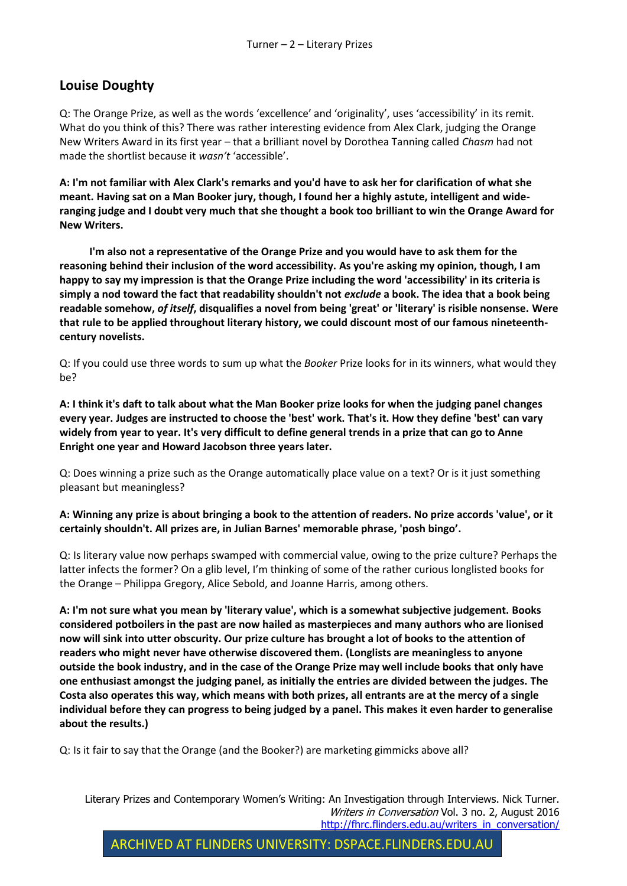## Louise Doughty

Q: The Orange Prize, as well as the words 'excellence' and 'originality', uses 'accessibility' in its remit. What do you think of this? There was rather interesting evidence from Alex Clark, judging the Orange New Writers Award in its first year – that a brilliant novel by Dorothea Tanning called *Chasm* had not made the shortlist because it *wasn't* 'accessible'.

**A: I'm not familiar with Alex Clark's remarks and you'd have to ask her for clarification of what she meant. Having sat on a Man Booker jury, though, I found her a highly astute, intelligent and wide-ranging judge and I doubt very much that she thought a book too brilliant to win the Orange Award for New Writers.**

**I'm also not a representative of the Orange Prize and you would have to ask them for the reasoning behind their inclusion of the word accessibility. As you're asking my opinion, though, I am happy to say my impression is that the Orange Prize including the word 'accessibility' in its criteria is simply a nod toward the fact that readability shouldn't not *exclude* a book. The idea that a book being readable somehow, *of itself*, disqualifies a novel from being 'great' or 'literary' is risible nonsense. Were that rule to be applied throughout literary history, we could discount most of our famous nineteenth-century novelists.**

Q: If you could use three words to sum up what the *Booker* Prize looks for in its winners, what would they be?

**A: I think it's daft to talk about what the Man Booker prize looks for when the judging panel changes every year. Judges are instructed to choose the 'best' work. That's it. How they define 'best' can vary widely from year to year. It's very difficult to define general trends in a prize that can go to Anne Enright one year and Howard Jacobson three years later.**

Q: Does winning a prize such as the Orange automatically place value on a text? Or is it just something pleasant but meaningless?

**A: Winning any prize is about bringing a book to the attention of readers. No prize accords 'value', or it certainly shouldn't. All prizes are, in Julian Barnes' memorable phrase, 'posh bingo'.**

Q: Is literary value now perhaps swamped with commercial value, owing to the prize culture? Perhaps the latter infects the former? On a glib level, I'm thinking of some of the rather curious longlisted books for the Orange – Philippa Gregory, Alice Sebold, and Joanne Harris, among others.

**A: I'm not sure what you mean by 'literary value', which is a somewhat subjective judgement. Books considered potboilers in the past are now hailed as masterpieces and many authors who are lionised now will sink into utter obscurity. Our prize culture has brought a lot of books to the attention of readers who might never have otherwise discovered them. (Longlists are meaningless to anyone outside the book industry, and in the case of the Orange Prize may well include books that only have one enthusiast amongst the judging panel, as initially the entries are divided between the judges. The Costa also operates this way, which means with both prizes, all entrants are at the mercy of a single individual before they can progress to being judged by a panel. This makes it even harder to generalise about the results.)**

Q: Is it fair to say that the Orange (and the Booker?) are marketing gimmicks above all?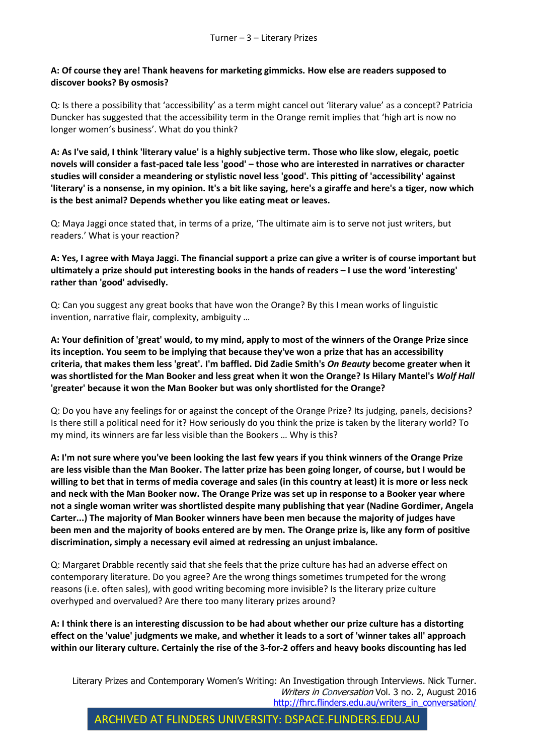**A: Of course they are! Thank heavens for marketing gimmicks. How else are readers supposed to discover books? By osmosis?**

Q: Is there a possibility that 'accessibility' as a term might cancel out 'literary value' as a concept? Patricia Duncker has suggested that the accessibility term in the Orange remit implies that 'high art is now no longer women's business'. What do you think?

**A: As I've said, I think 'literary value' is a highly subjective term. Those who like slow, elegaic, poetic novels will consider a fast-paced tale less 'good' – those who are interested in narratives or character studies will consider a meandering or stylistic novel less 'good'. This pitting of 'accessibility' against 'literary' is a nonsense, in my opinion. It's a bit like saying, here's a giraffe and here's a tiger, now which is the best animal? Depends whether you like eating meat or leaves.**

Q: Maya Jaggi once stated that, in terms of a prize, 'The ultimate aim is to serve not just writers, but readers.' What is your reaction?

**A: Yes, I agree with Maya Jaggi. The financial support a prize can give a writer is of course important but ultimately a prize should put interesting books in the hands of readers – I use the word 'interesting' rather than 'good' advisedly.**

Q: Can you suggest any great books that have won the Orange? By this I mean works of linguistic invention, narrative flair, complexity, ambiguity …

**A: Your definition of 'great' would, to my mind, apply to most of the winners of the Orange Prize since its inception. You seem to be implying that because they've won a prize that has an accessibility criteria, that makes them less 'great'. I'm baffled. Did Zadie Smith's *On Beauty* become greater when it was shortlisted for the Man Booker and less great when it won the Orange? Is Hilary Mantel's *Wolf Hall* 'greater' because it won the Man Booker but was only shortlisted for the Orange?**

Q: Do you have any feelings for or against the concept of the Orange Prize? Its judging, panels, decisions? Is there still a political need for it? How seriously do you think the prize is taken by the literary world? To my mind, its winners are far less visible than the Bookers … Why is this?

**A: I'm not sure where you've been looking the last few years if you think winners of the Orange Prize are less visible than the Man Booker. The latter prize has been going longer, of course, but I would be willing to bet that in terms of media coverage and sales (in this country at least) it is more or less neck and neck with the Man Booker now. The Orange Prize was set up in response to a Booker year where not a single woman writer was shortlisted despite many publishing that year (Nadine Gordimer, Angela Carter...) The majority of Man Booker winners have been men because the majority of judges have been men and the majority of books entered are by men. The Orange prize is, like any form of positive discrimination, simply a necessary evil aimed at redressing an unjust imbalance.**

Q: Margaret Drabble recently said that she feels that the prize culture has had an adverse effect on contemporary literature. Do you agree? Are the wrong things sometimes trumpeted for the wrong reasons (i.e. often sales), with good writing becoming more invisible? Is the literary prize culture overhyped and overvalued? Are there too many literary prizes around?

**A: I think there is an interesting discussion to be had about whether our prize culture has a distorting effect on the 'value' judgments we make, and whether it leads to a sort of 'winner takes all' approach within our literary culture. Certainly the rise of the 3-for-2 offers and heavy books discounting has led**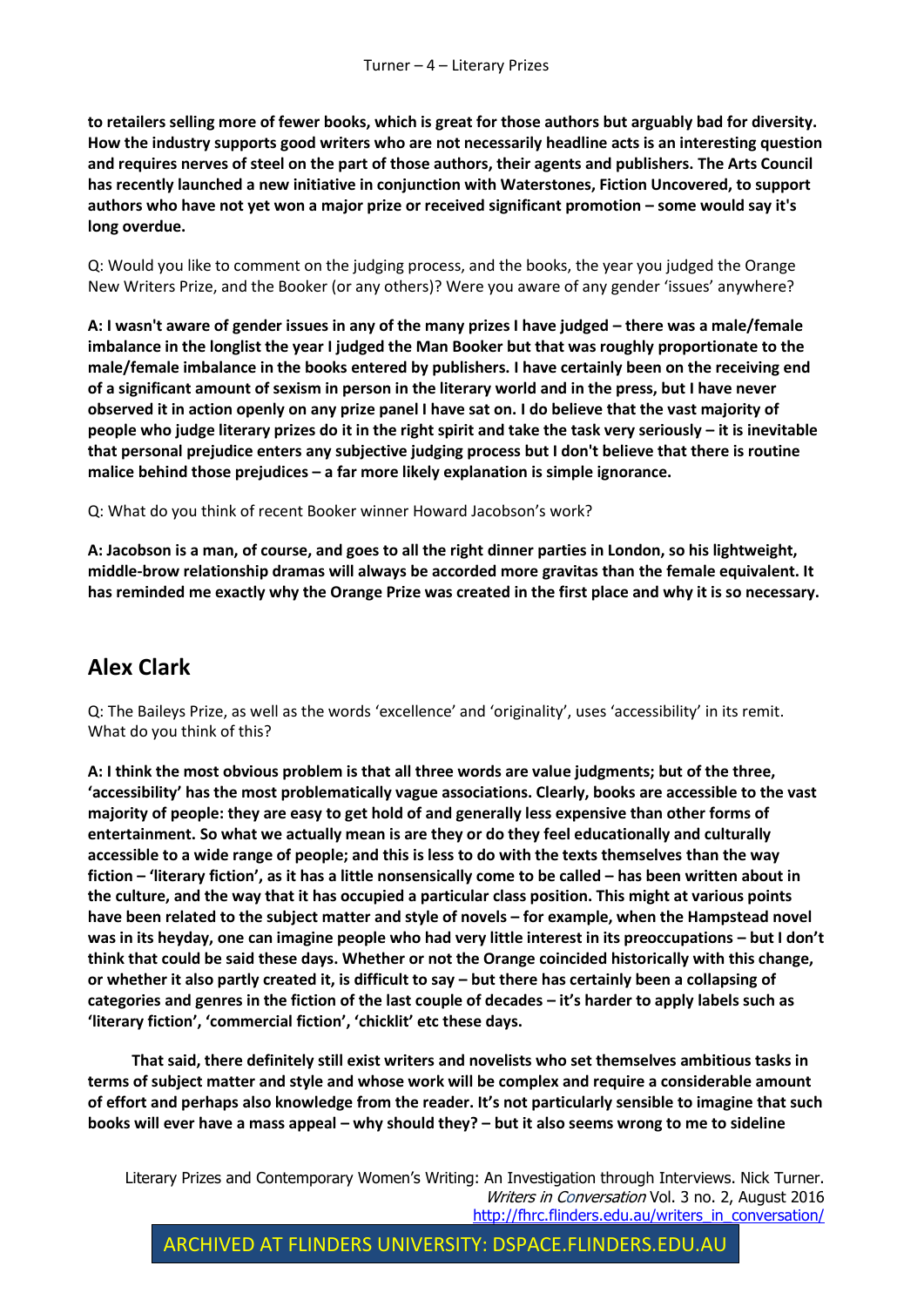**to retailers selling more of fewer books, which is great for those authors but arguably bad for diversity. How the industry supports good writers who are not necessarily headline acts is an interesting question and requires nerves of steel on the part of those authors, their agents and publishers. The Arts Council has recently launched a new initiative in conjunction with Waterstones, Fiction Uncovered, to support authors who have not yet won a major prize or received significant promotion – some would say it's long overdue.**

Q: Would you like to comment on the judging process, and the books, the year you judged the Orange New Writers Prize, and the Booker (or any others)? Were you aware of any gender 'issues' anywhere?

**A: I wasn't aware of gender issues in any of the many prizes I have judged – there was a male/female imbalance in the longlist the year I judged the Man Booker but that was roughly proportionate to the male/female imbalance in the books entered by publishers. I have certainly been on the receiving end of a significant amount of sexism in person in the literary world and in the press, but I have never observed it in action openly on any prize panel I have sat on. I do believe that the vast majority of people who judge literary prizes do it in the right spirit and take the task very seriously – it is inevitable that personal prejudice enters any subjective judging process but I don't believe that there is routine malice behind those prejudices – a far more likely explanation is simple ignorance.**

Q: What do you think of recent Booker winner Howard Jacobson's work?

**A: Jacobson is a man, of course, and goes to all the right dinner parties in London, so his lightweight, middle-brow relationship dramas will always be accorded more gravitas than the female equivalent. It has reminded me exactly why the Orange Prize was created in the first place and why it is so necessary.**

## Alex Clark

Q: The Baileys Prize, as well as the words 'excellence' and 'originality', uses 'accessibility' in its remit. What do you think of this?

**A: I think the most obvious problem is that all three words are value judgments; but of the three, 'accessibility' has the most problematically vague associations. Clearly, books are accessible to the vast majority of people: they are easy to get hold of and generally less expensive than other forms of entertainment. So what we actually mean is are they or do they feel educationally and culturally accessible to a wide range of people; and this is less to do with the texts themselves than the way fiction – 'literary fiction', as it has a little nonsensically come to be called – has been written about in the culture, and the way that it has occupied a particular class position. This might at various points have been related to the subject matter and style of novels – for example, when the Hampstead novel was in its heyday, one can imagine people who had very little interest in its preoccupations – but I don't think that could be said these days. Whether or not the Orange coincided historically with this change, or whether it also partly created it, is difficult to say – but there has certainly been a collapsing of categories and genres in the fiction of the last couple of decades – it's harder to apply labels such as 'literary fiction', 'commercial fiction', 'chicklit' etc these days.**

**That said, there definitely still exist writers and novelists who set themselves ambitious tasks in terms of subject matter and style and whose work will be complex and require a considerable amount of effort and perhaps also knowledge from the reader. It's not particularly sensible to imagine that such books will ever have a mass appeal – why should they? – but it also seems wrong to me to sideline**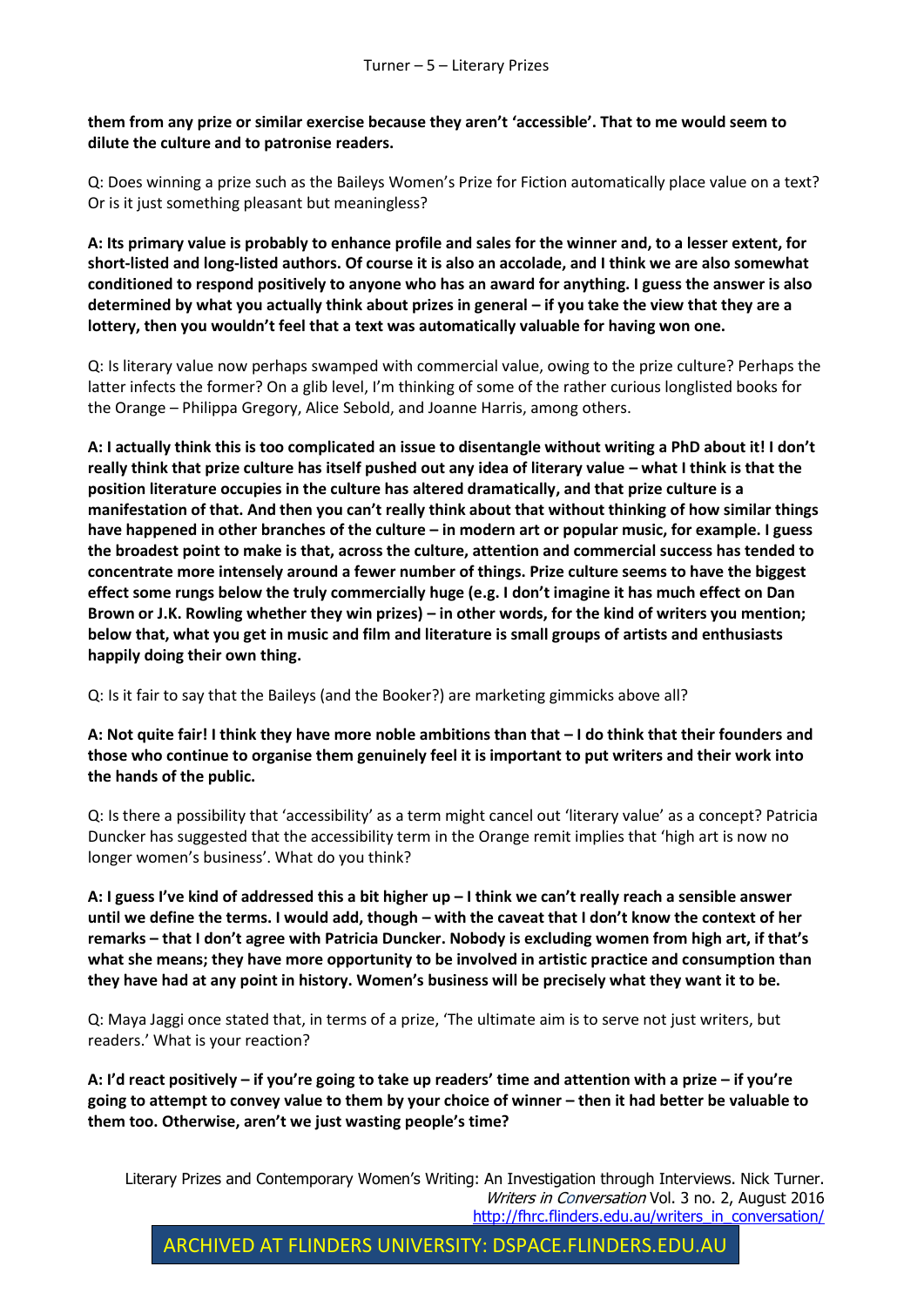**them from any prize or similar exercise because they aren't 'accessible'. That to me would seem to dilute the culture and to patronise readers.**

Q: Does winning a prize such as the Baileys Women's Prize for Fiction automatically place value on a text? Or is it just something pleasant but meaningless?

**A: Its primary value is probably to enhance profile and sales for the winner and, to a lesser extent, for short-listed and long-listed authors. Of course it is also an accolade, and I think we are also somewhat conditioned to respond positively to anyone who has an award for anything. I guess the answer is also determined by what you actually think about prizes in general – if you take the view that they are a lottery, then you wouldn't feel that a text was automatically valuable for having won one.**

Q: Is literary value now perhaps swamped with commercial value, owing to the prize culture? Perhaps the latter infects the former? On a glib level, I'm thinking of some of the rather curious longlisted books for the Orange – Philippa Gregory, Alice Sebold, and Joanne Harris, among others.

**A: I actually think this is too complicated an issue to disentangle without writing a PhD about it! I don't really think that prize culture has itself pushed out any idea of literary value – what I think is that the position literature occupies in the culture has altered dramatically, and that prize culture is a manifestation of that. And then you can't really think about that without thinking of how similar things have happened in other branches of the culture – in modern art or popular music, for example. I guess the broadest point to make is that, across the culture, attention and commercial success has tended to concentrate more intensely around a fewer number of things. Prize culture seems to have the biggest effect some rungs below the truly commercially huge (e.g. I don't imagine it has much effect on Dan Brown or J.K. Rowling whether they win prizes) – in other words, for the kind of writers you mention; below that, what you get in music and film and literature is small groups of artists and enthusiasts happily doing their own thing.**

Q: Is it fair to say that the Baileys (and the Booker?) are marketing gimmicks above all?

**A: Not quite fair! I think they have more noble ambitions than that – I do think that their founders and those who continue to organise them genuinely feel it is important to put writers and their work into the hands of the public.**

Q: Is there a possibility that 'accessibility' as a term might cancel out 'literary value' as a concept? Patricia Duncker has suggested that the accessibility term in the Orange remit implies that 'high art is now no longer women's business'. What do you think?

**A: I guess I've kind of addressed this a bit higher up – I think we can't really reach a sensible answer until we define the terms. I would add, though – with the caveat that I don't know the context of her remarks – that I don't agree with Patricia Duncker. Nobody is excluding women from high art, if that's what she means; they have more opportunity to be involved in artistic practice and consumption than they have had at any point in history. Women's business will be precisely what they want it to be.**

Q: Maya Jaggi once stated that, in terms of a prize, 'The ultimate aim is to serve not just writers, but readers.' What is your reaction?

**A: I'd react positively – if you're going to take up readers' time and attention with a prize – if you're going to attempt to convey value to them by your choice of winner – then it had better be valuable to them too. Otherwise, aren't we just wasting people's time?**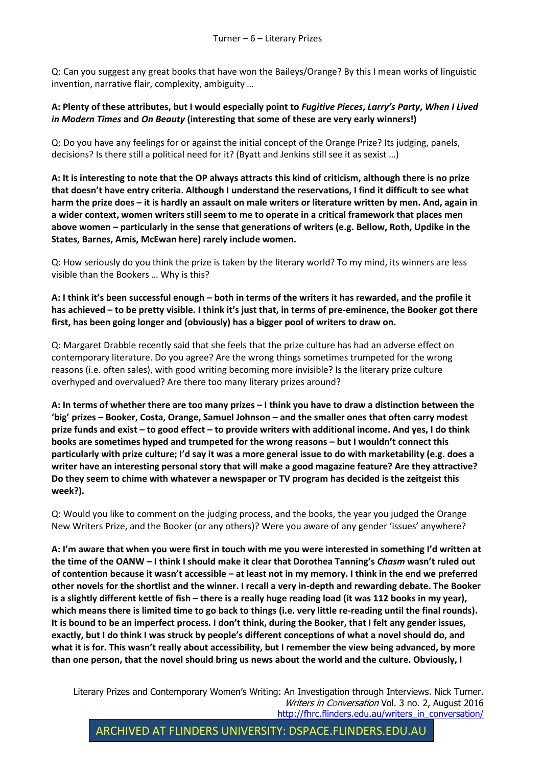Q: Can you suggest any great books that have won the Baileys/Orange? By this I mean works of linguistic invention, narrative flair, complexity, ambiguity …

**A: Plenty of these attributes, but I would especially point to *Fugitive Pieces*, *Larry's Party*, *When I Lived in Modern Times* and *On Beauty* (interesting that some of these are very early winners!)**

Q: Do you have any feelings for or against the initial concept of the Orange Prize? Its judging, panels, decisions? Is there still a political need for it? (Byatt and Jenkins still see it as sexist …)

**A: It is interesting to note that the OP always attracts this kind of criticism, although there is no prize that doesn't have entry criteria. Although I understand the reservations, I find it difficult to see what harm the prize does – it is hardly an assault on male writers or literature written by men. And, again in a wider context, women writers still seem to me to operate in a critical framework that places men above women – particularly in the sense that generations of writers (e.g. Bellow, Roth, Updike in the States, Barnes, Amis, McEwan here) rarely include women.**

Q: How seriously do you think the prize is taken by the literary world? To my mind, its winners are less visible than the Bookers … Why is this?

**A: I think it's been successful enough – both in terms of the writers it has rewarded, and the profile it has achieved – to be pretty visible. I think it's just that, in terms of pre-eminence, the Booker got there first, has been going longer and (obviously) has a bigger pool of writers to draw on.**

Q: Margaret Drabble recently said that she feels that the prize culture has had an adverse effect on contemporary literature. Do you agree? Are the wrong things sometimes trumpeted for the wrong reasons (i.e. often sales), with good writing becoming more invisible? Is the literary prize culture overhyped and overvalued? Are there too many literary prizes around?

**A: In terms of whether there are too many prizes – I think you have to draw a distinction between the 'big' prizes – Booker, Costa, Orange, Samuel Johnson – and the smaller ones that often carry modest prize funds and exist – to good effect – to provide writers with additional income. And yes, I do think books are sometimes hyped and trumpeted for the wrong reasons – but I wouldn't connect this particularly with prize culture; I'd say it was a more general issue to do with marketability (e.g. does a writer have an interesting personal story that will make a good magazine feature? Are they attractive? Do they seem to chime with whatever a newspaper or TV program has decided is the zeitgeist this week?).**

Q: Would you like to comment on the judging process, and the books, the year you judged the Orange New Writers Prize, and the Booker (or any others)? Were you aware of any gender 'issues' anywhere?

**A: I'm aware that when you were first in touch with me you were interested in something I'd written at the time of the OANW – I think I should make it clear that Dorothea Tanning's *Chasm* wasn't ruled out of contention because it wasn't accessible – at least not in my memory. I think in the end we preferred other novels for the shortlist and the winner. I recall a very in-depth and rewarding debate. The Booker is a slightly different kettle of fish – there is a really huge reading load (it was 112 books in my year), which means there is limited time to go back to things (i.e. very little re-reading until the final rounds). It is bound to be an imperfect process. I don't think, during the Booker, that I felt any gender issues, exactly, but I do think I was struck by people's different conceptions of what a novel should do, and what it is for. This wasn't really about accessibility, but I remember the view being advanced, by more than one person, that the novel should bring us news about the world and the culture. Obviously, I**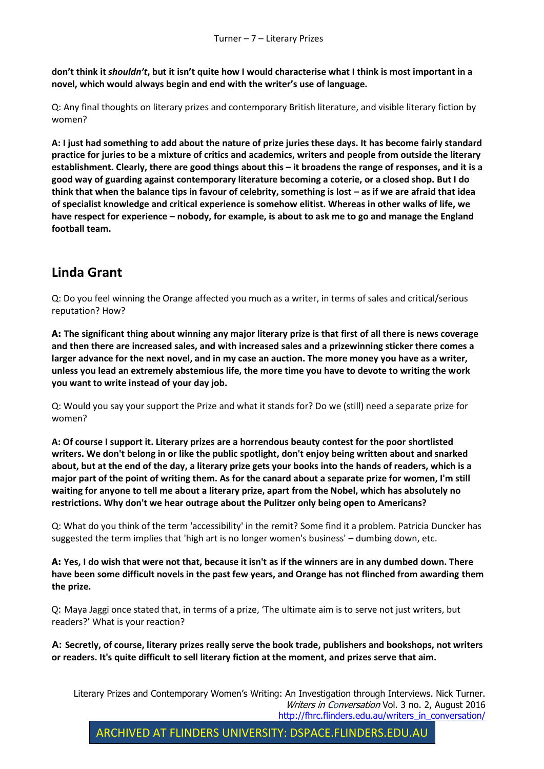**don't think it *shouldn't*, but it isn't quite how I would characterise what I think is most important in a novel, which would always begin and end with the writer's use of language.**

Q: Any final thoughts on literary prizes and contemporary British literature, and visible literary fiction by women?

**A: I just had something to add about the nature of prize juries these days. It has become fairly standard practice for juries to be a mixture of critics and academics, writers and people from outside the literary establishment. Clearly, there are good things about this – it broadens the range of responses, and it is a good way of guarding against contemporary literature becoming a coterie, or a closed shop. But I do think that when the balance tips in favour of celebrity, something is lost – as if we are afraid that idea of specialist knowledge and critical experience is somehow elitist. Whereas in other walks of life, we have respect for experience – nobody, for example, is about to ask me to go and manage the England football team.**

## Linda Grant

Q: Do you feel winning the Orange affected you much as a writer, in terms of sales and critical/serious reputation? How?

**A: The significant thing about winning any major literary prize is that first of all there is news coverage and then there are increased sales, and with increased sales and a prizewinning sticker there comes a larger advance for the next novel, and in my case an auction. The more money you have as a writer, unless you lead an extremely abstemious life, the more time you have to devote to writing the work you want to write instead of your day job.**

Q: Would you say your support the Prize and what it stands for? Do we (still) need a separate prize for women?

**A: Of course I support it. Literary prizes are a horrendous beauty contest for the poor shortlisted writers. We don't belong in or like the public spotlight, don't enjoy being written about and snarked about, but at the end of the day, a literary prize gets your books into the hands of readers, which is a major part of the point of writing them. As for the canard about a separate prize for women, I'm still waiting for anyone to tell me about a literary prize, apart from the Nobel, which has absolutely no restrictions. Why don't we hear outrage about the Pulitzer only being open to Americans?**

Q: What do you think of the term 'accessibility' in the remit? Some find it a problem. Patricia Duncker has suggested the term implies that 'high art is no longer women's business' – dumbing down, etc.

**A: Yes, I do wish that were not that, because it isn't as if the winners are in any dumbed down. There have been some difficult novels in the past few years, and Orange has not flinched from awarding them the prize.**

Q: Maya Jaggi once stated that, in terms of a prize, 'The ultimate aim is to serve not just writers, but readers?' What is your reaction?

**A: Secretly, of course, literary prizes really serve the book trade, publishers and bookshops, not writers or readers. It's quite difficult to sell literary fiction at the moment, and prizes serve that aim.**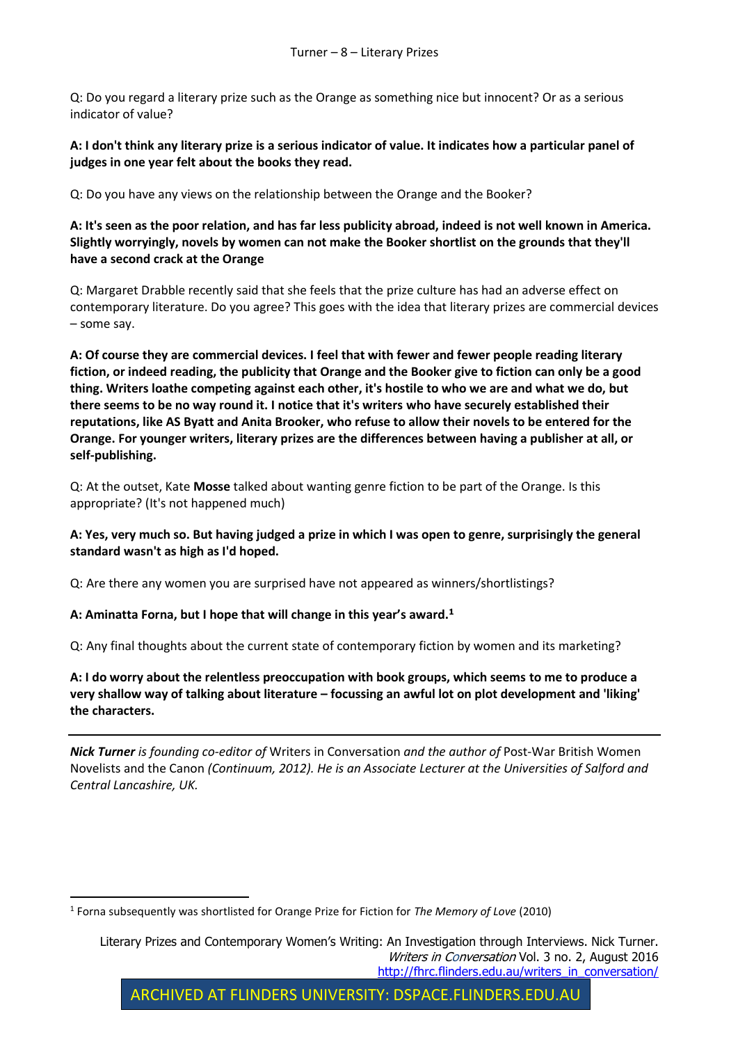Q: Do you regard a literary prize such as the Orange as something nice but innocent? Or as a serious indicator of value?

**A: I don't think any literary prize is a serious indicator of value. It indicates how a particular panel of judges in one year felt about the books they read.**

Q: Do you have any views on the relationship between the Orange and the Booker?

**A: It's seen as the poor relation, and has far less publicity abroad, indeed is not well known in America. Slightly worryingly, novels by women can not make the Booker shortlist on the grounds that they'll have a second crack at the Orange**

Q: Margaret Drabble recently said that she feels that the prize culture has had an adverse effect on contemporary literature. Do you agree? This goes with the idea that literary prizes are commercial devices – some say.

**A: Of course they are commercial devices. I feel that with fewer and fewer people reading literary fiction, or indeed reading, the publicity that Orange and the Booker give to fiction can only be a good thing. Writers loathe competing against each other, it's hostile to who we are and what we do, but there seems to be no way round it. I notice that it's writers who have securely established their reputations, like AS Byatt and Anita Brooker, who refuse to allow their novels to be entered for the Orange. For younger writers, literary prizes are the differences between having a publisher at all, or self-publishing.**

Q: At the outset, Kate **Mosse** talked about wanting genre fiction to be part of the Orange. Is this appropriate? (It's not happened much)

**A: Yes, very much so. But having judged a prize in which I was open to genre, surprisingly the general standard wasn't as high as I'd hoped.**

Q: Are there any women you are surprised have not appeared as winners/shortlistings?

**A: Aminatta Forna, but I hope that will change in this year's award.[1]**

Q: Any final thoughts about the current state of contemporary fiction by women and its marketing?

**A: I do worry about the relentless preoccupation with book groups, which seems to me to produce a very shallow way of talking about literature – focussing an awful lot on plot development and 'liking' the characters.**

---

***Nick Turner** is founding co-editor of* Writers in Conversation *and the author of* Post-War British Women Novelists and the Canon *(Continuum, 2012). He is an Associate Lecturer at the Universities of Salford and Central Lancashire, UK.*

[1] Forna subsequently was shortlisted for Orange Prize for Fiction for *The Memory of Love* (2010)